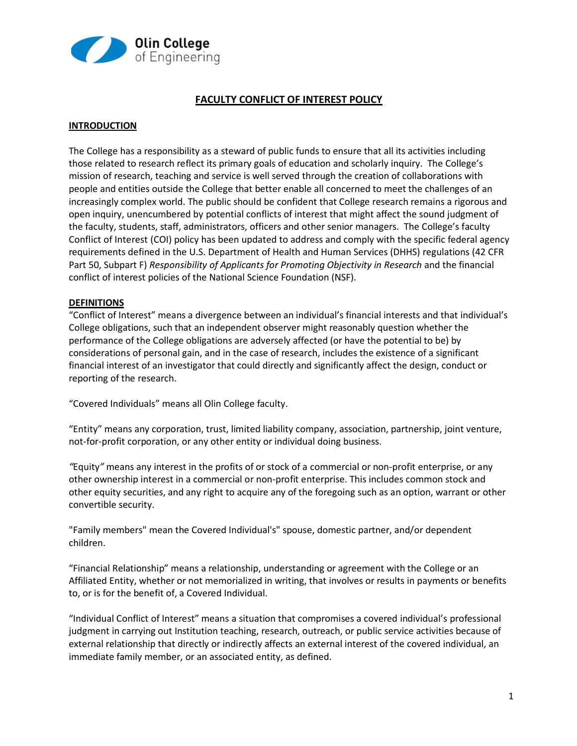# FACULTY CONFLICT OF INTEREST POLICY

## INTRODUCTION

The College has a responsibility as a steward of public funds to ensure that all its activities including those related to research reflect its primary goals of education and scholarly inquiry. The College's mission of research, teaching and service is well served through the creation of collaborations with people and entities outside the College that better enable all concerned to meet the challenges of an increasingly complex world. The public should be confident that College research remains a rigorous and open inquiry, unencumbered by potential conflicts of interest that might affect the sound judgment of the faculty, students, staff, administrators, officers and other senior managers. The College's faculty Conflict of Interest (COI) policy has been updated to address and comply with the specific federal agency requirements defined in the U.S. Department of Health and Human Services (DHHS) regulations (42 CFR Part 50, Subpart F) *Responsibility of Applicants for Promoting Objectivity in Research* and the financial conflict of interest policies of the National Science Foundation (NSF).

## DEFINITIONS

"Conflict of Interest" means a divergence between an individual's financial interests and that individual's College obligations, such that an independent observer might reasonably question whether the performance of the College obligations are adversely affected (or have the potential to be) by considerations of personal gain, and in the case of research, includes the existence of a significant financial interest of an investigator that could directly and significantly affect the design, conduct or reporting of the research.

"Covered Individuals" means all Olin College faculty.

"Entity" means any corporation, trust, limited liability company, association, partnership, joint venture, not-for-profit corporation, or any other entity or individual doing business.

*"*Equity*"* means any interest in the profits of or stock of a commercial or non-profit enterprise, or any other ownership interest in a commercial or non-profit enterprise. This includes common stock and other equity securities, and any right to acquire any of the foregoing such as an option, warrant or other convertible security.

"Family members" mean the Covered Individual's" spouse, domestic partner, and/or dependent children.

"Financial Relationship" means a relationship, understanding or agreement with the College or an Affiliated Entity, whether or not memorialized in writing, that involves or results in payments or benefits to, or is for the benefit of, a Covered Individual.

"Individual Conflict of Interest" means a situation that compromises a covered individual's professional judgment in carrying out Institution teaching, research, outreach, or public service activities because of external relationship that directly or indirectly affects an external interest of the covered individual, an immediate family member, or an associated entity, as defined.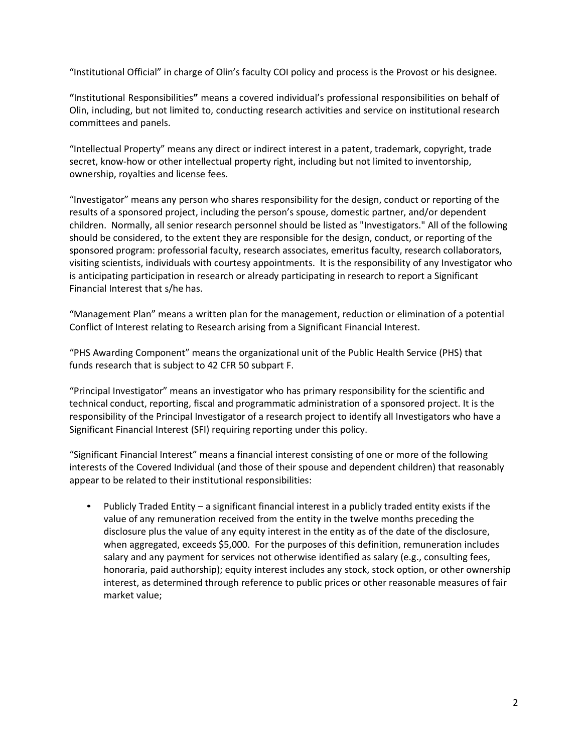"Institutional Official" in charge of Olin's faculty COI policy and process is the Provost or his designee.

**"**Institutional Responsibilities**"** means a covered individual's professional responsibilities on behalf of Olin, including, but not limited to, conducting research activities and service on institutional research committees and panels.

"Intellectual Property" means any direct or indirect interest in a patent, trademark, copyright, trade secret, know-how or other intellectual property right, including but not limited to inventorship, ownership, royalties and license fees.

"Investigator" means any person who shares responsibility for the design, conduct or reporting of the results of a sponsored project, including the person's spouse, domestic partner, and/or dependent children. Normally, all senior research personnel should be listed as "Investigators." All of the following should be considered, to the extent they are responsible for the design, conduct, or reporting of the sponsored program: professorial faculty, research associates, emeritus faculty, research collaborators, visiting scientists, individuals with courtesy appointments. It is the responsibility of any Investigator who is anticipating participation in research or already participating in research to report a Significant Financial Interest that s/he has.

"Management Plan" means a written plan for the management, reduction or elimination of a potential Conflict of Interest relating to Research arising from a Significant Financial Interest.

"PHS Awarding Component" means the organizational unit of the Public Health Service (PHS) that funds research that is subject to 42 CFR 50 subpart F.

"Principal Investigator" means an investigator who has primary responsibility for the scientific and technical conduct, reporting, fiscal and programmatic administration of a sponsored project. It is the responsibility of the Principal Investigator of a research project to identify all Investigators who have a Significant Financial Interest (SFI) requiring reporting under this policy.

"Significant Financial Interest" means a financial interest consisting of one or more of the following interests of the Covered Individual (and those of their spouse and dependent children) that reasonably appear to be related to their institutional responsibilities:

- Publicly Traded Entity – a significant financial interest in a publicly traded entity exists if the value of any remuneration received from the entity in the twelve months preceding the disclosure plus the value of any equity interest in the entity as of the date of the disclosure, when aggregated, exceeds $5,000. For the purposes of this definition, remuneration includes salary and any payment for services not otherwise identified as salary (e.g., consulting fees, honoraria, paid authorship); equity interest includes any stock, stock option, or other ownership interest, as determined through reference to public prices or other reasonable measures of fair market value;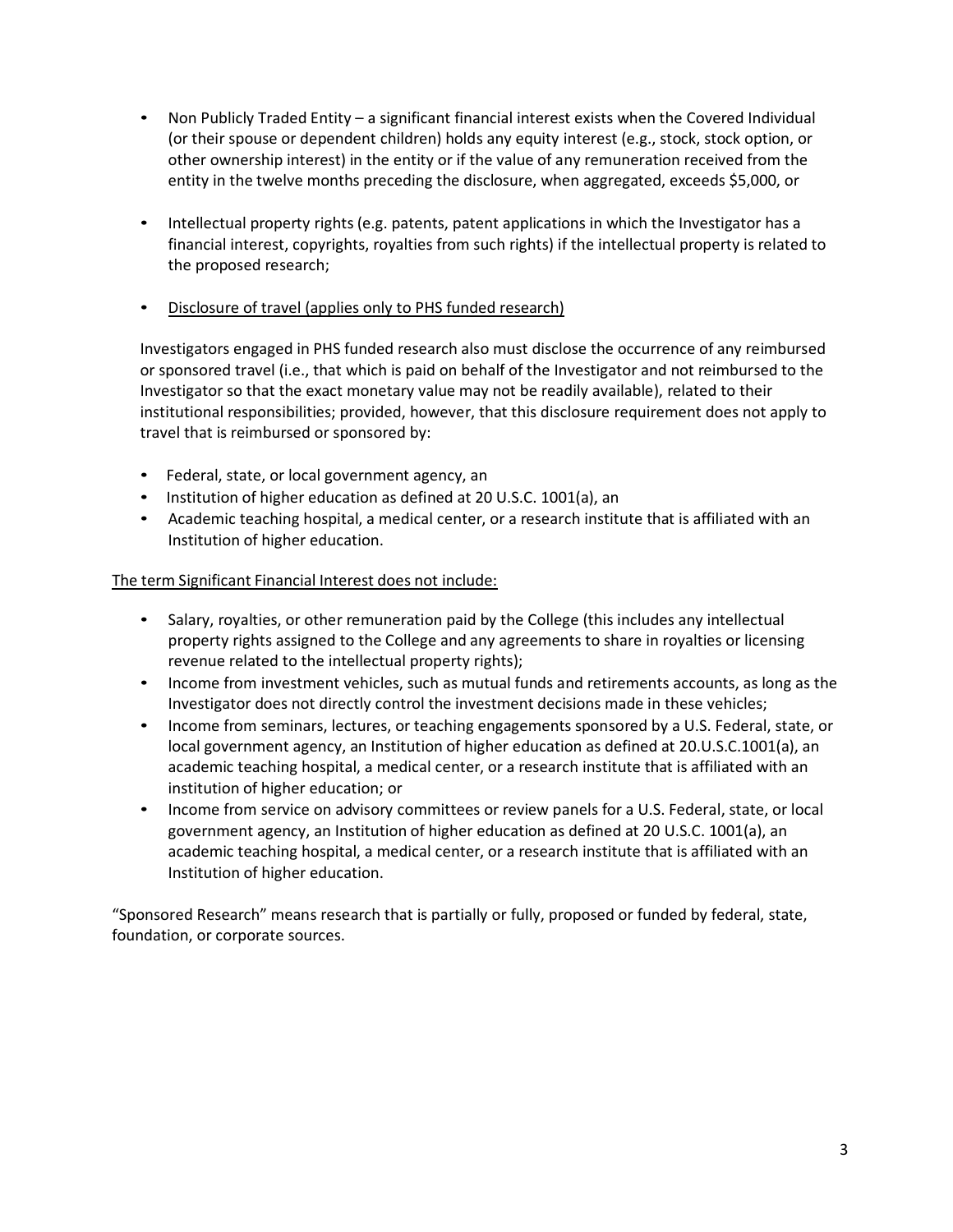- Non Publicly Traded Entity – a significant financial interest exists when the Covered Individual (or their spouse or dependent children) holds any equity interest (e.g., stock, stock option, or other ownership interest) in the entity or if the value of any remuneration received from the entity in the twelve months preceding the disclosure, when aggregated, exceeds $5,000, or

- Intellectual property rights (e.g. patents, patent applications in which the Investigator has a financial interest, copyrights, royalties from such rights) if the intellectual property is related to the proposed research;

- <u>Disclosure of travel (applies only to PHS funded research)</u>

  Investigators engaged in PHS funded research also must disclose the occurrence of any reimbursed or sponsored travel (i.e., that which is paid on behalf of the Investigator and not reimbursed to the Investigator so that the exact monetary value may not be readily available), related to their institutional responsibilities; provided, however, that this disclosure requirement does not apply to travel that is reimbursed or sponsored by:

- Federal, state, or local government agency, an
- Institution of higher education as defined at 20 U.S.C. 1001(a), an
- Academic teaching hospital, a medical center, or a research institute that is affiliated with an Institution of higher education.

<u>The term Significant Financial Interest does not include:</u>

- Salary, royalties, or other remuneration paid by the College (this includes any intellectual property rights assigned to the College and any agreements to share in royalties or licensing revenue related to the intellectual property rights);
- Income from investment vehicles, such as mutual funds and retirements accounts, as long as the Investigator does not directly control the investment decisions made in these vehicles;
- Income from seminars, lectures, or teaching engagements sponsored by a U.S. Federal, state, or local government agency, an Institution of higher education as defined at 20.U.S.C.1001(a), an academic teaching hospital, a medical center, or a research institute that is affiliated with an institution of higher education; or
- Income from service on advisory committees or review panels for a U.S. Federal, state, or local government agency, an Institution of higher education as defined at 20 U.S.C. 1001(a), an academic teaching hospital, a medical center, or a research institute that is affiliated with an Institution of higher education.

"Sponsored Research" means research that is partially or fully, proposed or funded by federal, state, foundation, or corporate sources.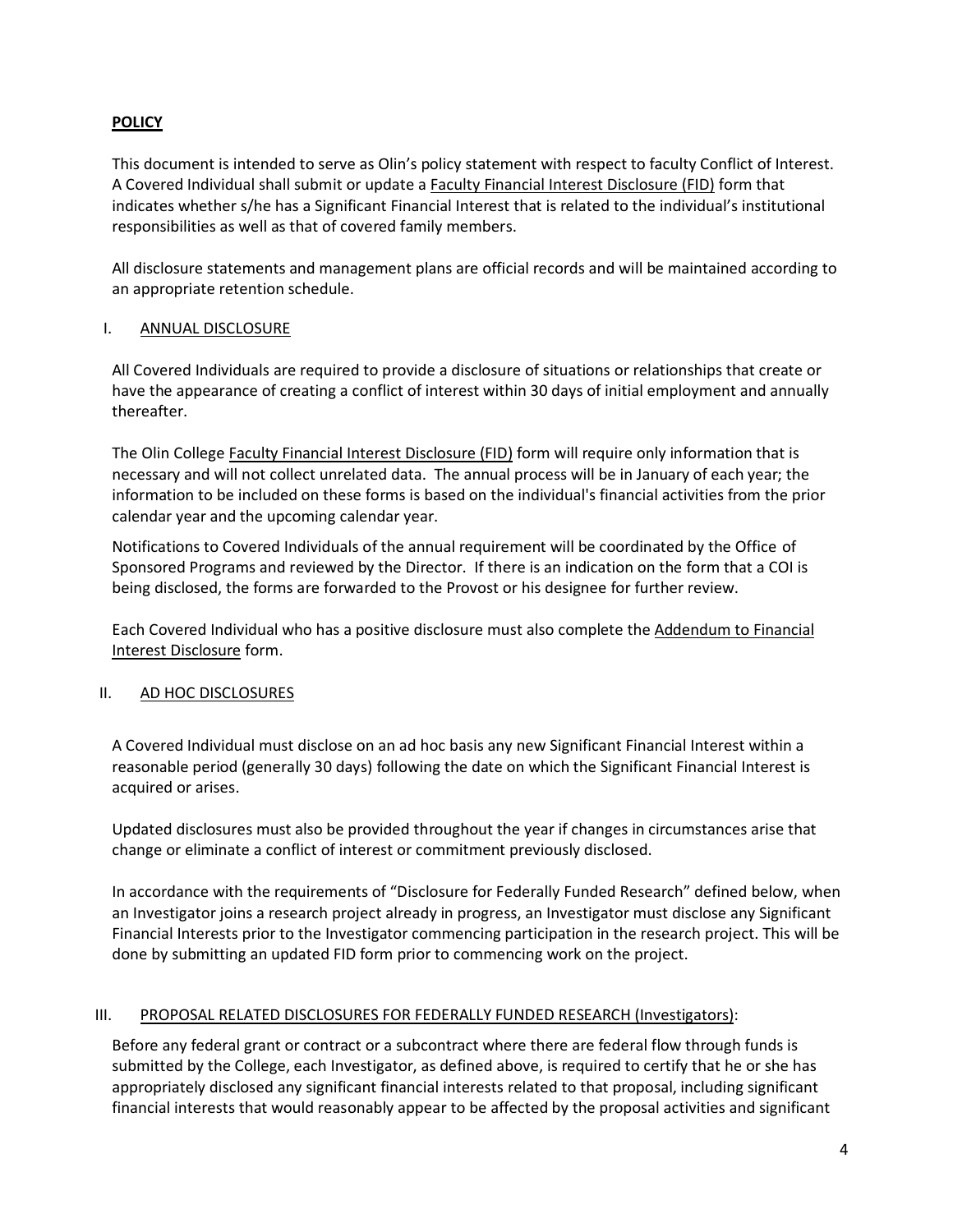## **POLICY**

This document is intended to serve as Olin's policy statement with respect to faculty Conflict of Interest. A Covered Individual shall submit or update a Faculty Financial Interest Disclosure (FID) form that indicates whether s/he has a Significant Financial Interest that is related to the individual's institutional responsibilities as well as that of covered family members.

All disclosure statements and management plans are official records and will be maintained according to an appropriate retention schedule.

### I. ANNUAL DISCLOSURE

All Covered Individuals are required to provide a disclosure of situations or relationships that create or have the appearance of creating a conflict of interest within 30 days of initial employment and annually thereafter.

The Olin College Faculty Financial Interest Disclosure (FID) form will require only information that is necessary and will not collect unrelated data. The annual process will be in January of each year; the information to be included on these forms is based on the individual's financial activities from the prior calendar year and the upcoming calendar year.

Notifications to Covered Individuals of the annual requirement will be coordinated by the Office of Sponsored Programs and reviewed by the Director. If there is an indication on the form that a COI is being disclosed, the forms are forwarded to the Provost or his designee for further review.

Each Covered Individual who has a positive disclosure must also complete the Addendum to Financial Interest Disclosure form.

### II. AD HOC DISCLOSURES

A Covered Individual must disclose on an ad hoc basis any new Significant Financial Interest within a reasonable period (generally 30 days) following the date on which the Significant Financial Interest is acquired or arises.

Updated disclosures must also be provided throughout the year if changes in circumstances arise that change or eliminate a conflict of interest or commitment previously disclosed.

In accordance with the requirements of "Disclosure for Federally Funded Research" defined below, when an Investigator joins a research project already in progress, an Investigator must disclose any Significant Financial Interests prior to the Investigator commencing participation in the research project. This will be done by submitting an updated FID form prior to commencing work on the project.

### III. PROPOSAL RELATED DISCLOSURES FOR FEDERALLY FUNDED RESEARCH (Investigators):

Before any federal grant or contract or a subcontract where there are federal flow through funds is submitted by the College, each Investigator, as defined above, is required to certify that he or she has appropriately disclosed any significant financial interests related to that proposal, including significant financial interests that would reasonably appear to be affected by the proposal activities and significant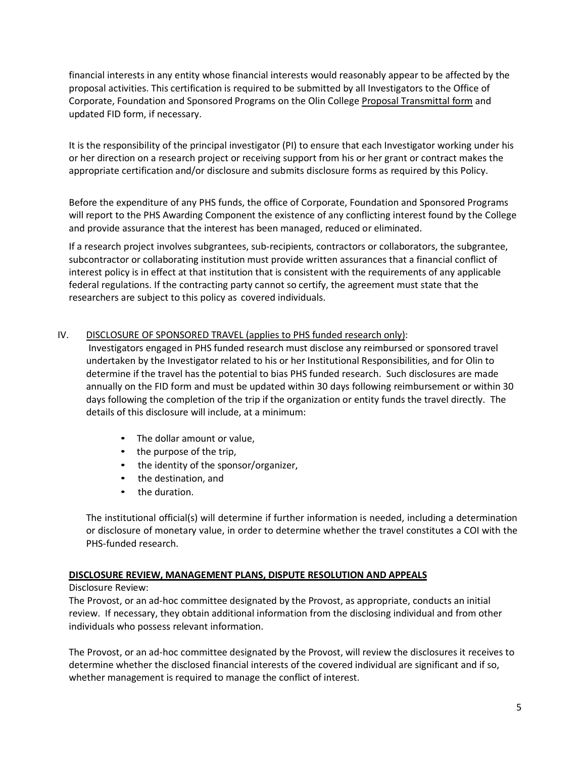financial interests in any entity whose financial interests would reasonably appear to be affected by the proposal activities. This certification is required to be submitted by all Investigators to the Office of Corporate, Foundation and Sponsored Programs on the Olin College Proposal Transmittal form and updated FID form, if necessary.

It is the responsibility of the principal investigator (PI) to ensure that each Investigator working under his or her direction on a research project or receiving support from his or her grant or contract makes the appropriate certification and/or disclosure and submits disclosure forms as required by this Policy.

Before the expenditure of any PHS funds, the office of Corporate, Foundation and Sponsored Programs will report to the PHS Awarding Component the existence of any conflicting interest found by the College and provide assurance that the interest has been managed, reduced or eliminated.

If a research project involves subgrantees, sub-recipients, contractors or collaborators, the subgrantee, subcontractor or collaborating institution must provide written assurances that a financial conflict of interest policy is in effect at that institution that is consistent with the requirements of any applicable federal regulations. If the contracting party cannot so certify, the agreement must state that the researchers are subject to this policy as covered individuals.

IV. DISCLOSURE OF SPONSORED TRAVEL (applies to PHS funded research only):

Investigators engaged in PHS funded research must disclose any reimbursed or sponsored travel undertaken by the Investigator related to his or her Institutional Responsibilities, and for Olin to determine if the travel has the potential to bias PHS funded research. Such disclosures are made annually on the FID form and must be updated within 30 days following reimbursement or within 30 days following the completion of the trip if the organization or entity funds the travel directly. The details of this disclosure will include, at a minimum:

- The dollar amount or value,
- the purpose of the trip,
- the identity of the sponsor/organizer,
- the destination, and
- the duration.

The institutional official(s) will determine if further information is needed, including a determination or disclosure of monetary value, in order to determine whether the travel constitutes a COI with the PHS-funded research.

**DISCLOSURE REVIEW, MANAGEMENT PLANS, DISPUTE RESOLUTION AND APPEALS**

Disclosure Review:

The Provost, or an ad-hoc committee designated by the Provost, as appropriate, conducts an initial review. If necessary, they obtain additional information from the disclosing individual and from other individuals who possess relevant information.

The Provost, or an ad-hoc committee designated by the Provost, will review the disclosures it receives to determine whether the disclosed financial interests of the covered individual are significant and if so, whether management is required to manage the conflict of interest.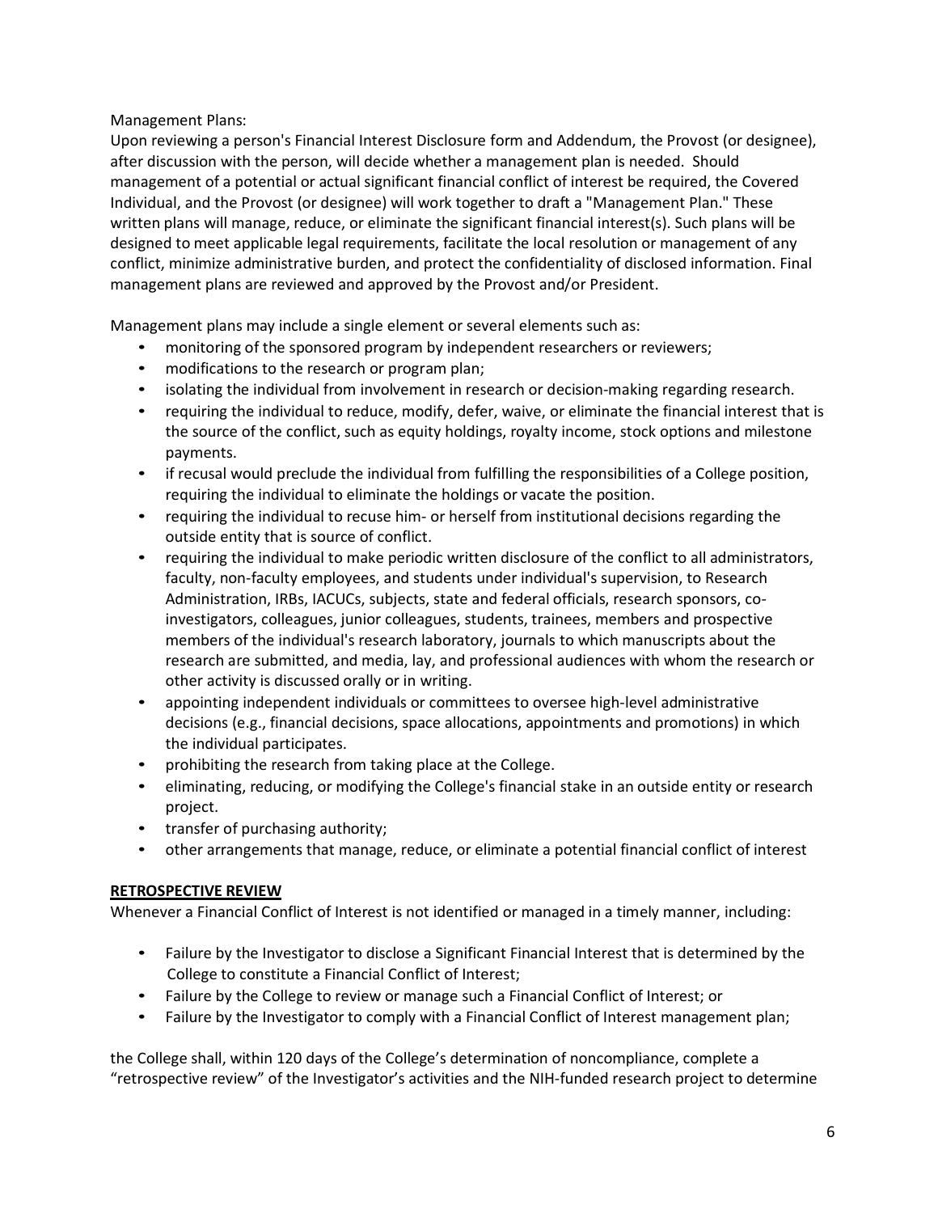Management Plans:
Upon reviewing a person's Financial Interest Disclosure form and Addendum, the Provost (or designee), after discussion with the person, will decide whether a management plan is needed. Should management of a potential or actual significant financial conflict of interest be required, the Covered Individual, and the Provost (or designee) will work together to draft a "Management Plan." These written plans will manage, reduce, or eliminate the significant financial interest(s). Such plans will be designed to meet applicable legal requirements, facilitate the local resolution or management of any conflict, minimize administrative burden, and protect the confidentiality of disclosed information. Final management plans are reviewed and approved by the Provost and/or President.

Management plans may include a single element or several elements such as:

- monitoring of the sponsored program by independent researchers or reviewers;
- modifications to the research or program plan;
- isolating the individual from involvement in research or decision-making regarding research.
- requiring the individual to reduce, modify, defer, waive, or eliminate the financial interest that is the source of the conflict, such as equity holdings, royalty income, stock options and milestone payments.
- if recusal would preclude the individual from fulfilling the responsibilities of a College position, requiring the individual to eliminate the holdings or vacate the position.
- requiring the individual to recuse him- or herself from institutional decisions regarding the outside entity that is source of conflict.
- requiring the individual to make periodic written disclosure of the conflict to all administrators, faculty, non-faculty employees, and students under individual's supervision, to Research Administration, IRBs, IACUCs, subjects, state and federal officials, research sponsors, co-investigators, colleagues, junior colleagues, students, trainees, members and prospective members of the individual's research laboratory, journals to which manuscripts about the research are submitted, and media, lay, and professional audiences with whom the research or other activity is discussed orally or in writing.
- appointing independent individuals or committees to oversee high-level administrative decisions (e.g., financial decisions, space allocations, appointments and promotions) in which the individual participates.
- prohibiting the research from taking place at the College.
- eliminating, reducing, or modifying the College's financial stake in an outside entity or research project.
- transfer of purchasing authority;
- other arrangements that manage, reduce, or eliminate a potential financial conflict of interest

**RETROSPECTIVE REVIEW**

Whenever a Financial Conflict of Interest is not identified or managed in a timely manner, including:

- Failure by the Investigator to disclose a Significant Financial Interest that is determined by the College to constitute a Financial Conflict of Interest;
- Failure by the College to review or manage such a Financial Conflict of Interest; or
- Failure by the Investigator to comply with a Financial Conflict of Interest management plan;

the College shall, within 120 days of the College's determination of noncompliance, complete a "retrospective review" of the Investigator's activities and the NIH-funded research project to determine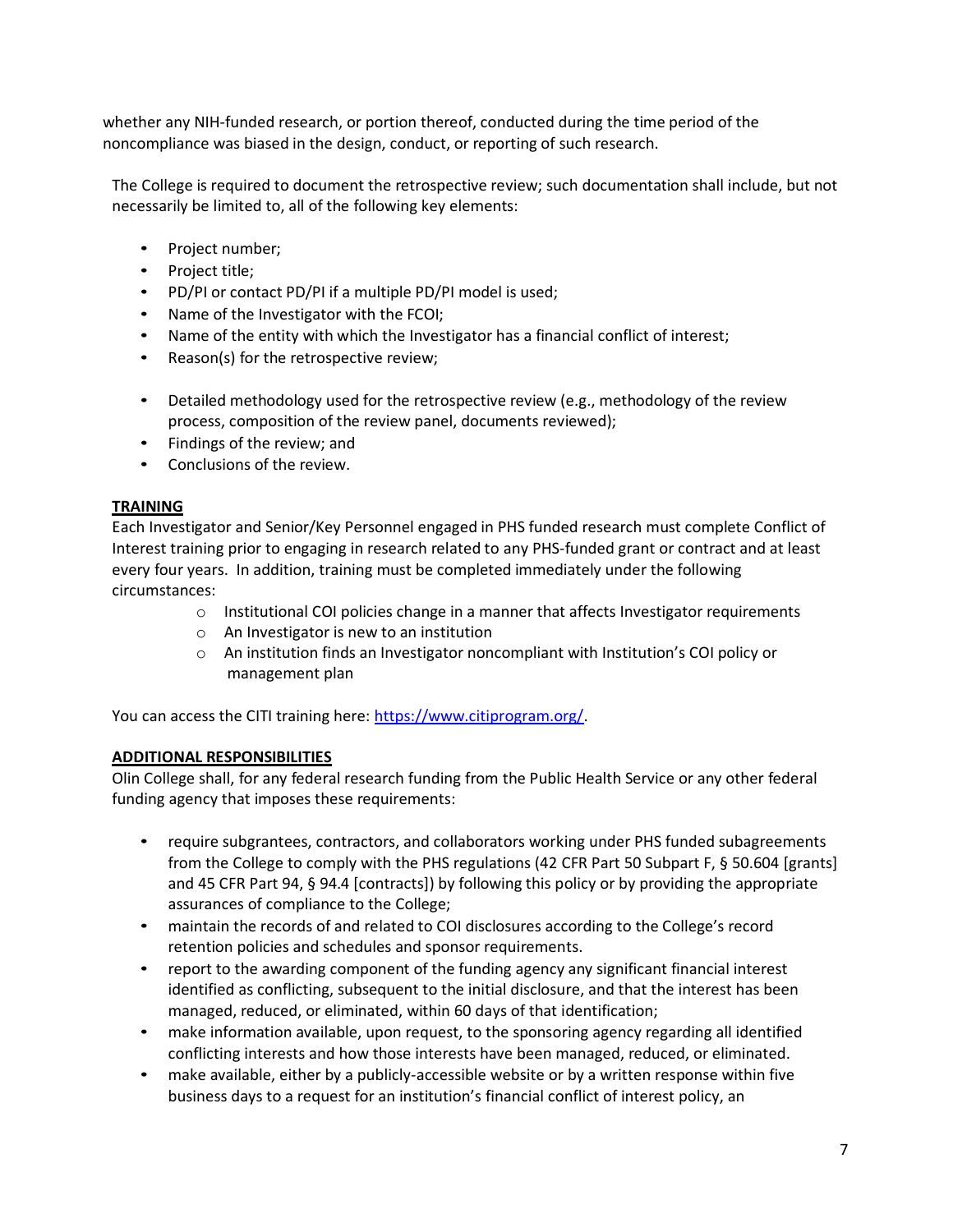whether any NIH-funded research, or portion thereof, conducted during the time period of the noncompliance was biased in the design, conduct, or reporting of such research.

The College is required to document the retrospective review; such documentation shall include, but not necessarily be limited to, all of the following key elements:

- Project number;
- Project title;
- PD/PI or contact PD/PI if a multiple PD/PI model is used;
- Name of the Investigator with the FCOI;
- Name of the entity with which the Investigator has a financial conflict of interest;
- Reason(s) for the retrospective review;
- Detailed methodology used for the retrospective review (e.g., methodology of the review process, composition of the review panel, documents reviewed);
- Findings of the review; and
- Conclusions of the review.

**TRAINING**

Each Investigator and Senior/Key Personnel engaged in PHS funded research must complete Conflict of Interest training prior to engaging in research related to any PHS-funded grant or contract and at least every four years. In addition, training must be completed immediately under the following circumstances:

- Institutional COI policies change in a manner that affects Investigator requirements
- An Investigator is new to an institution
- An institution finds an Investigator noncompliant with Institution's COI policy or management plan

You can access the CITI training here: https://www.citiprogram.org/.

**ADDITIONAL RESPONSIBILITIES**

Olin College shall, for any federal research funding from the Public Health Service or any other federal funding agency that imposes these requirements:

- require subgrantees, contractors, and collaborators working under PHS funded subagreements from the College to comply with the PHS regulations (42 CFR Part 50 Subpart F, § 50.604 [grants] and 45 CFR Part 94, § 94.4 [contracts]) by following this policy or by providing the appropriate assurances of compliance to the College;
- maintain the records of and related to COI disclosures according to the College's record retention policies and schedules and sponsor requirements.
- report to the awarding component of the funding agency any significant financial interest identified as conflicting, subsequent to the initial disclosure, and that the interest has been managed, reduced, or eliminated, within 60 days of that identification;
- make information available, upon request, to the sponsoring agency regarding all identified conflicting interests and how those interests have been managed, reduced, or eliminated.
- make available, either by a publicly-accessible website or by a written response within five business days to a request for an institution's financial conflict of interest policy, an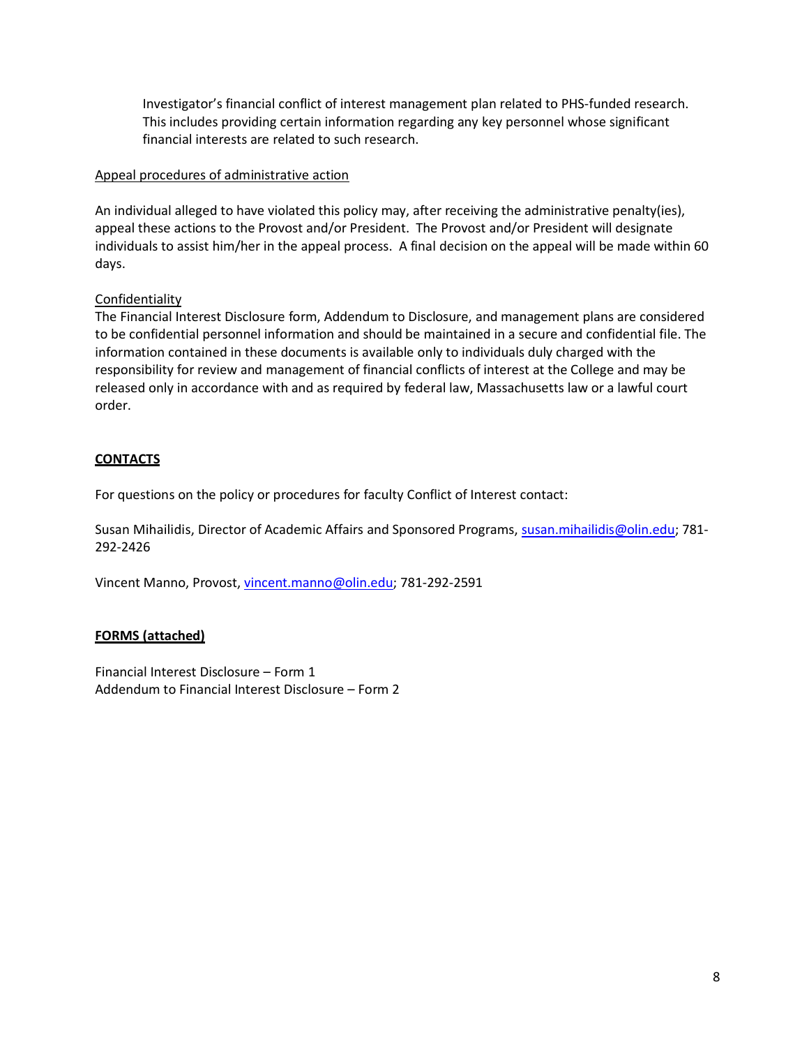Investigator's financial conflict of interest management plan related to PHS-funded research. This includes providing certain information regarding any key personnel whose significant financial interests are related to such research.

Appeal procedures of administrative action

An individual alleged to have violated this policy may, after receiving the administrative penalty(ies), appeal these actions to the Provost and/or President. The Provost and/or President will designate individuals to assist him/her in the appeal process. A final decision on the appeal will be made within 60 days.

Confidentiality

The Financial Interest Disclosure form, Addendum to Disclosure, and management plans are considered to be confidential personnel information and should be maintained in a secure and confidential file. The information contained in these documents is available only to individuals duly charged with the responsibility for review and management of financial conflicts of interest at the College and may be released only in accordance with and as required by federal law, Massachusetts law or a lawful court order.

## CONTACTS

For questions on the policy or procedures for faculty Conflict of Interest contact:

Susan Mihailidis, Director of Academic Affairs and Sponsored Programs, susan.mihailidis@olin.edu; 781-292-2426

Vincent Manno, Provost, vincent.manno@olin.edu; 781-292-2591

## FORMS (attached)

Financial Interest Disclosure – Form 1
Addendum to Financial Interest Disclosure – Form 2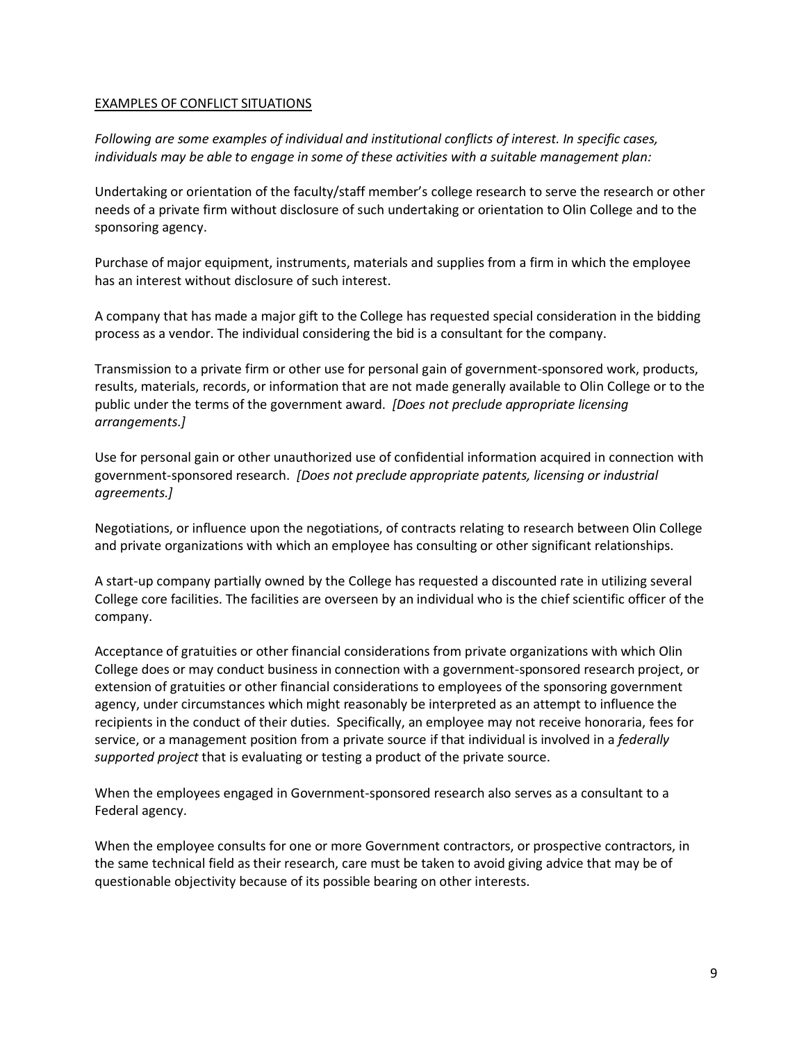## EXAMPLES OF CONFLICT SITUATIONS

*Following are some examples of individual and institutional conflicts of interest. In specific cases, individuals may be able to engage in some of these activities with a suitable management plan:*

Undertaking or orientation of the faculty/staff member's college research to serve the research or other needs of a private firm without disclosure of such undertaking or orientation to Olin College and to the sponsoring agency.

Purchase of major equipment, instruments, materials and supplies from a firm in which the employee has an interest without disclosure of such interest.

A company that has made a major gift to the College has requested special consideration in the bidding process as a vendor. The individual considering the bid is a consultant for the company.

Transmission to a private firm or other use for personal gain of government-sponsored work, products, results, materials, records, or information that are not made generally available to Olin College or to the public under the terms of the government award. *[Does not preclude appropriate licensing arrangements.]*

Use for personal gain or other unauthorized use of confidential information acquired in connection with government-sponsored research. *[Does not preclude appropriate patents, licensing or industrial agreements.]*

Negotiations, or influence upon the negotiations, of contracts relating to research between Olin College and private organizations with which an employee has consulting or other significant relationships.

A start-up company partially owned by the College has requested a discounted rate in utilizing several College core facilities. The facilities are overseen by an individual who is the chief scientific officer of the company.

Acceptance of gratuities or other financial considerations from private organizations with which Olin College does or may conduct business in connection with a government-sponsored research project, or extension of gratuities or other financial considerations to employees of the sponsoring government agency, under circumstances which might reasonably be interpreted as an attempt to influence the recipients in the conduct of their duties. Specifically, an employee may not receive honoraria, fees for service, or a management position from a private source if that individual is involved in a *federally supported project* that is evaluating or testing a product of the private source.

When the employees engaged in Government-sponsored research also serves as a consultant to a Federal agency.

When the employee consults for one or more Government contractors, or prospective contractors, in the same technical field as their research, care must be taken to avoid giving advice that may be of questionable objectivity because of its possible bearing on other interests.